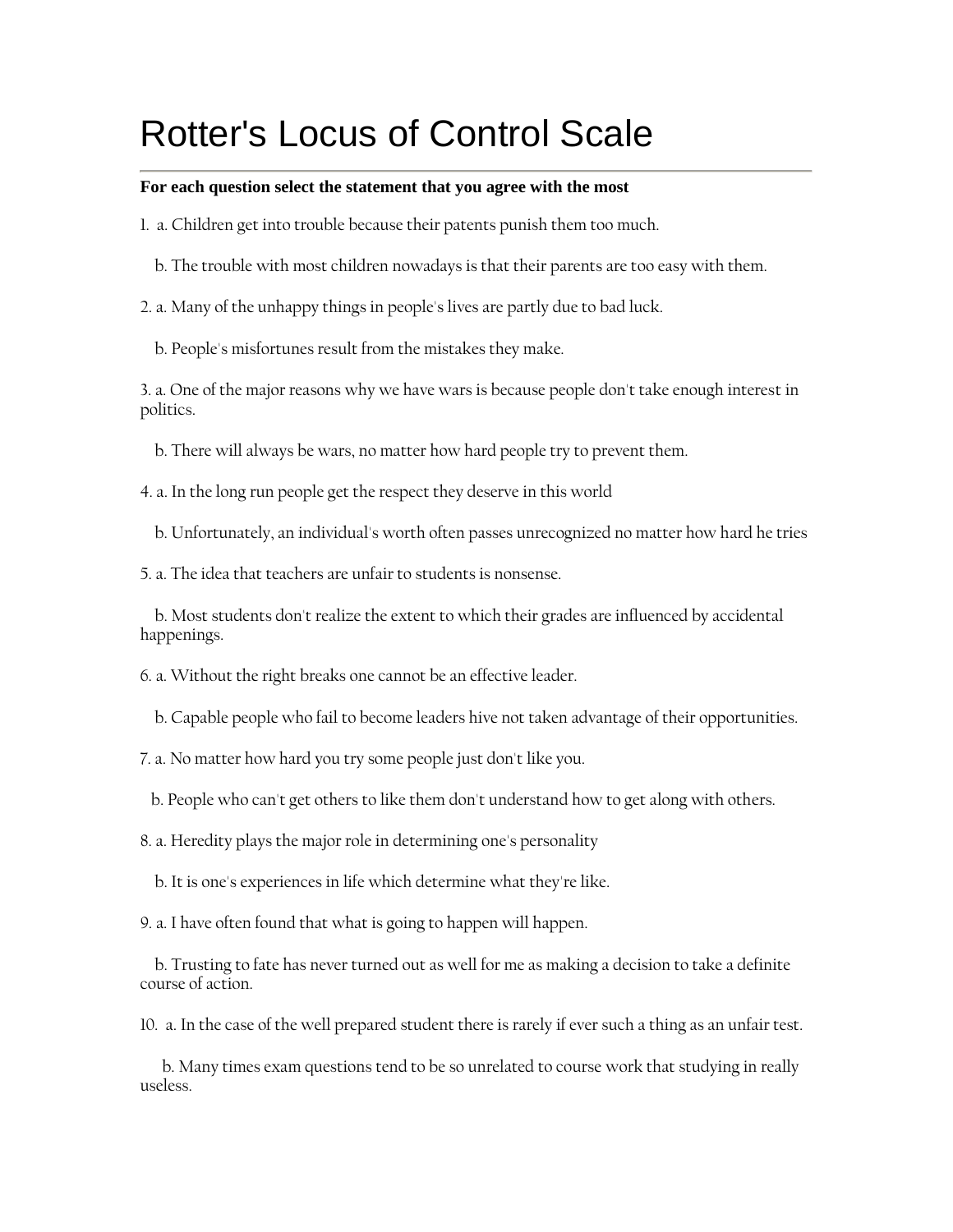# Rotter's Locus of Control Scale

**For each question select the statement that you agree with the most**

1. a. Children get into trouble because their patents punish them too much.

   b. The trouble with most children nowadays is that their parents are too easy with them.

2. a. Many of the unhappy things in people's lives are partly due to bad luck.

   b. People's misfortunes result from the mistakes they make.

3. a. One of the major reasons why we have wars is because people don't take enough interest in politics.

   b. There will always be wars, no matter how hard people try to prevent them.

4. a. In the long run people get the respect they deserve in this world

   b. Unfortunately, an individual's worth often passes unrecognized no matter how hard he tries

5. a. The idea that teachers are unfair to students is nonsense.

   b. Most students don't realize the extent to which their grades are influenced by accidental happenings.

6. a. Without the right breaks one cannot be an effective leader.

   b. Capable people who fail to become leaders hive not taken advantage of their opportunities.

7. a. No matter how hard you try some people just don't like you.

   b. People who can't get others to like them don't understand how to get along with others.

8. a. Heredity plays the major role in determining one's personality

   b. It is one's experiences in life which determine what they're like.

9. a. I have often found that what is going to happen will happen.

   b. Trusting to fate has never turned out as well for me as making a decision to take a definite course of action.

10. a. In the case of the well prepared student there is rarely if ever such a thing as an unfair test.

    b. Many times exam questions tend to be so unrelated to course work that studying in really useless.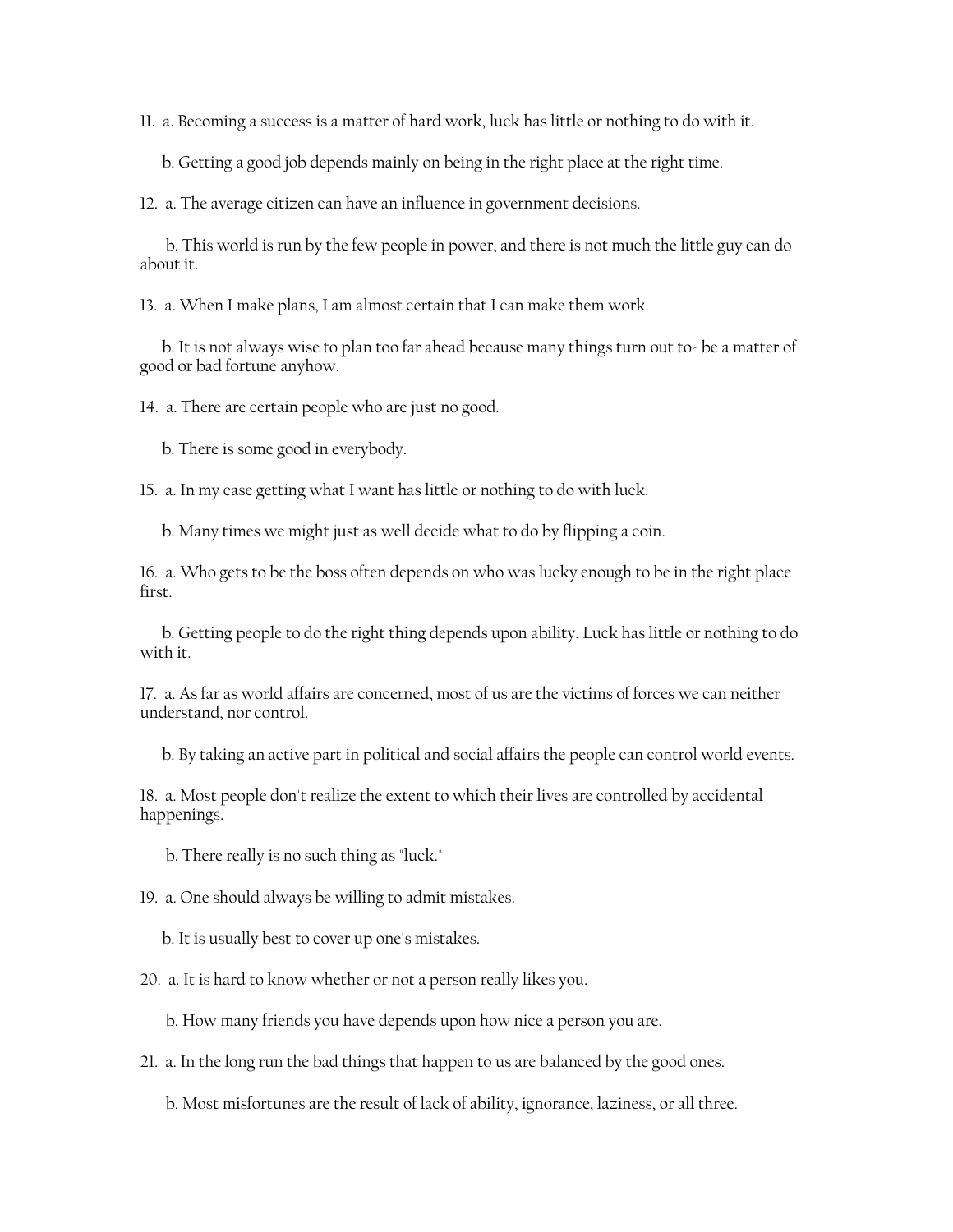11. a. Becoming a success is a matter of hard work, luck has little or nothing to do with it.

    b. Getting a good job depends mainly on being in the right place at the right time.

12. a. The average citizen can have an influence in government decisions.

    b. This world is run by the few people in power, and there is not much the little guy can do about it.

13. a. When I make plans, I am almost certain that I can make them work.

    b. It is not always wise to plan too far ahead because many things turn out to- be a matter of good or bad fortune anyhow.

14. a. There are certain people who are just no good.

    b. There is some good in everybody.

15. a. In my case getting what I want has little or nothing to do with luck.

    b. Many times we might just as well decide what to do by flipping a coin.

16. a. Who gets to be the boss often depends on who was lucky enough to be in the right place first.

    b. Getting people to do the right thing depends upon ability. Luck has little or nothing to do with it.

17. a. As far as world affairs are concerned, most of us are the victims of forces we can neither understand, nor control.

    b. By taking an active part in political and social affairs the people can control world events.

18. a. Most people don't realize the extent to which their lives are controlled by accidental happenings.

    b. There really is no such thing as "luck."

19. a. One should always be willing to admit mistakes.

    b. It is usually best to cover up one's mistakes.

20. a. It is hard to know whether or not a person really likes you.

    b. How many friends you have depends upon how nice a person you are.

21. a. In the long run the bad things that happen to us are balanced by the good ones.

    b. Most misfortunes are the result of lack of ability, ignorance, laziness, or all three.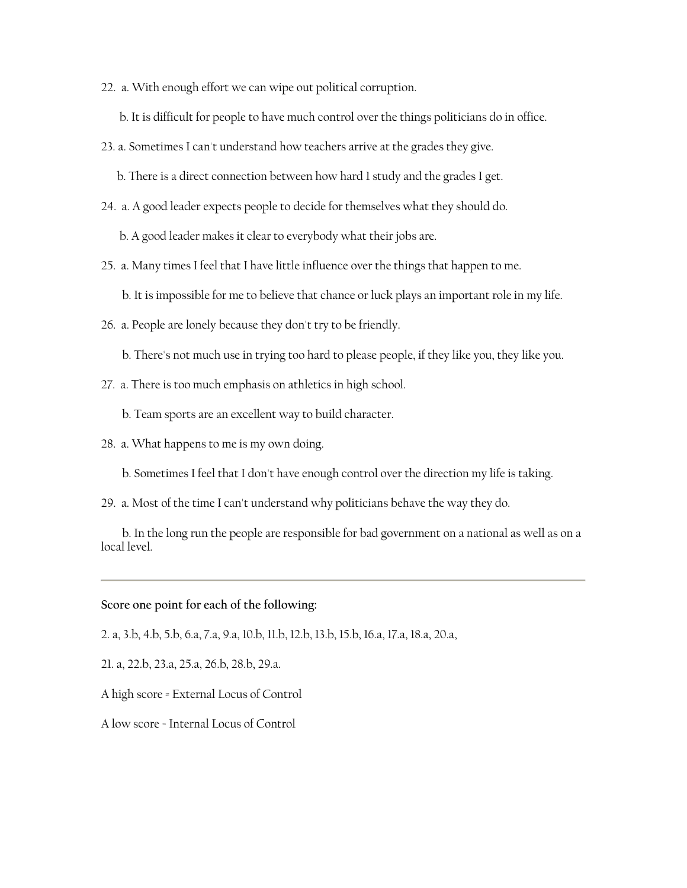22. a. With enough effort we can wipe out political corruption.

    b. It is difficult for people to have much control over the things politicians do in office.

23. a. Sometimes I can't understand how teachers arrive at the grades they give.

    b. There is a direct connection between how hard I study and the grades I get.

24. a. A good leader expects people to decide for themselves what they should do.

    b. A good leader makes it clear to everybody what their jobs are.

25. a. Many times I feel that I have little influence over the things that happen to me.

    b. It is impossible for me to believe that chance or luck plays an important role in my life.

26. a. People are lonely because they don't try to be friendly.

    b. There's not much use in trying too hard to please people, if they like you, they like you.

27. a. There is too much emphasis on athletics in high school.

    b. Team sports are an excellent way to build character.

28. a. What happens to me is my own doing.

    b. Sometimes I feel that I don't have enough control over the direction my life is taking.

29. a. Most of the time I can't understand why politicians behave the way they do.

    b. In the long run the people are responsible for bad government on a national as well as on a local level.

---

**Score one point for each of the following:**

2. a, 3.b, 4.b, 5.b, 6.a, 7.a, 9.a, 10.b, 11.b, 12.b, 13.b, 15.b, 16.a, 17.a, 18.a, 20.a,

21. a, 22.b, 23.a, 25.a, 26.b, 28.b, 29.a.

A high score = External Locus of Control

A low score = Internal Locus of Control